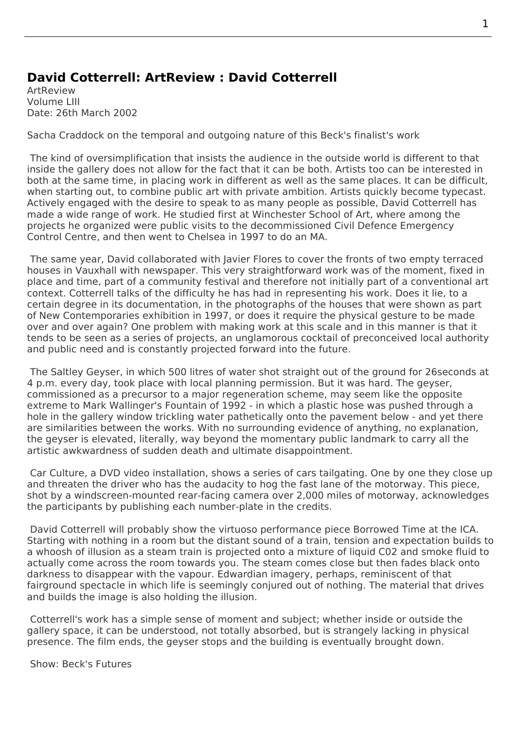## David Cotterrell: ArtReview : David Cotterrell

ArtReview
Volume LIII
Date: 26th March 2002

Sacha Craddock on the temporal and outgoing nature of this Beck's finalist's work

The kind of oversimplification that insists the audience in the outside world is different to that inside the gallery does not allow for the fact that it can be both. Artists too can be interested in both at the same time, in placing work in different as well as the same places. It can be difficult, when starting out, to combine public art with private ambition. Artists quickly become typecast. Actively engaged with the desire to speak to as many people as possible, David Cotterrell has made a wide range of work. He studied first at Winchester School of Art, where among the projects he organized were public visits to the decommissioned Civil Defence Emergency Control Centre, and then went to Chelsea in 1997 to do an MA.

The same year, David collaborated with Javier Flores to cover the fronts of two empty terraced houses in Vauxhall with newspaper. This very straightforward work was of the moment, fixed in place and time, part of a community festival and therefore not initially part of a conventional art context. Cotterrell talks of the difficulty he has had in representing his work. Does it lie, to a certain degree in its documentation, in the photographs of the houses that were shown as part of New Contemporaries exhibition in 1997, or does it require the physical gesture to be made over and over again? One problem with making work at this scale and in this manner is that it tends to be seen as a series of projects, an unglamorous cocktail of preconceived local authority and public need and is constantly projected forward into the future.

The Saltley Geyser, in which 500 litres of water shot straight out of the ground for 26seconds at 4 p.m. every day, took place with local planning permission. But it was hard. The geyser, commissioned as a precursor to a major regeneration scheme, may seem like the opposite extreme to Mark Wallinger's Fountain of 1992 - in which a plastic hose was pushed through a hole in the gallery window trickling water pathetically onto the pavement below - and yet there are similarities between the works. With no surrounding evidence of anything, no explanation, the geyser is elevated, literally, way beyond the momentary public landmark to carry all the artistic awkwardness of sudden death and ultimate disappointment.

Car Culture, a DVD video installation, shows a series of cars tailgating. One by one they close up and threaten the driver who has the audacity to hog the fast lane of the motorway. This piece, shot by a windscreen-mounted rear-facing camera over 2,000 miles of motorway, acknowledges the participants by publishing each number-plate in the credits.

David Cotterrell will probably show the virtuoso performance piece Borrowed Time at the ICA. Starting with nothing in a room but the distant sound of a train, tension and expectation builds to a whoosh of illusion as a steam train is projected onto a mixture of liquid C02 and smoke fluid to actually come across the room towards you. The steam comes close but then fades black onto darkness to disappear with the vapour. Edwardian imagery, perhaps, reminiscent of that fairground spectacle in which life is seemingly conjured out of nothing. The material that drives and builds the image is also holding the illusion.

Cotterrell's work has a simple sense of moment and subject; whether inside or outside the gallery space, it can be understood, not totally absorbed, but is strangely lacking in physical presence. The film ends, the geyser stops and the building is eventually brought down.

Show: Beck's Futures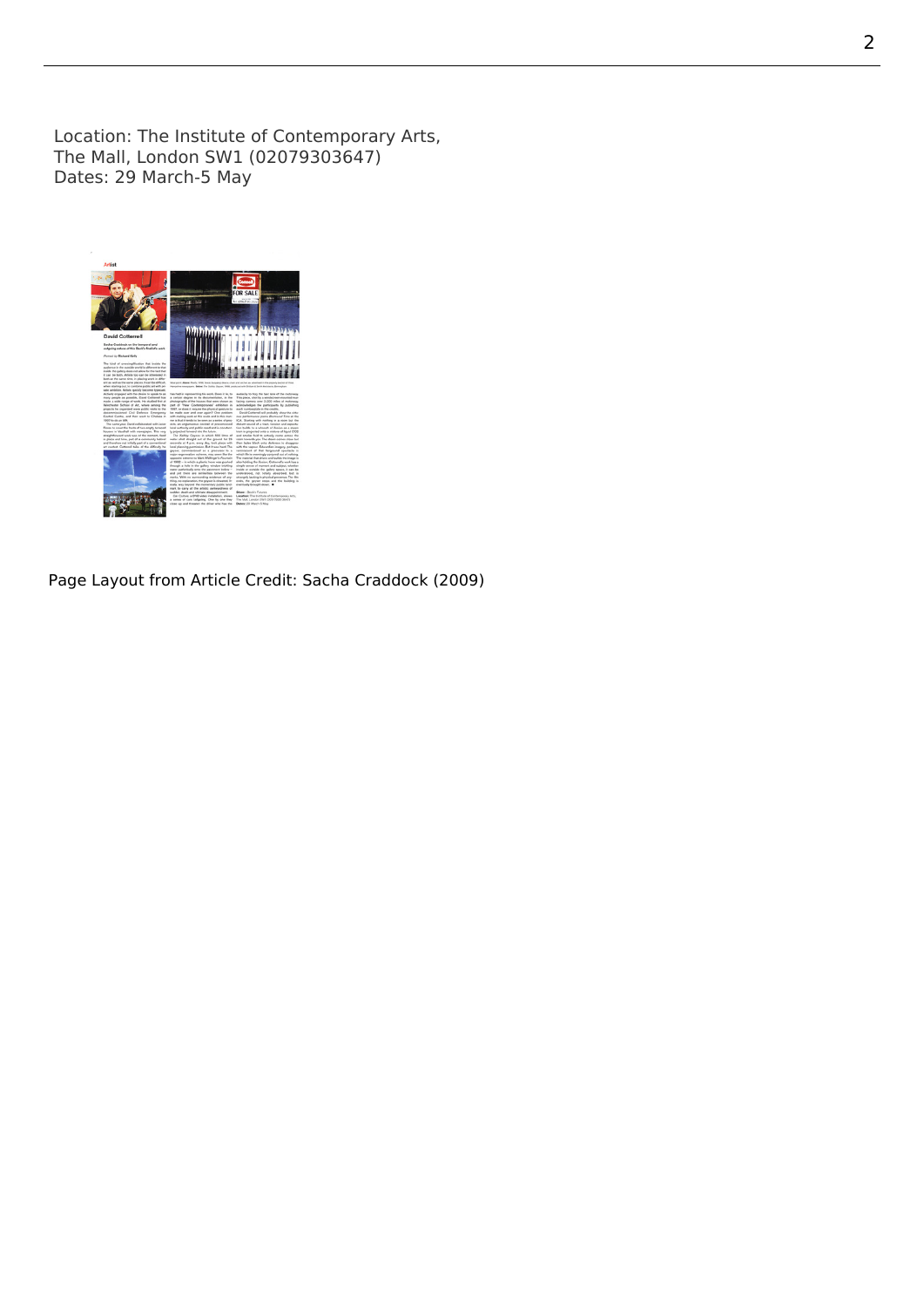Location: The Institute of Contemporary Arts,
The Mall, London SW1 (02079303647)
Dates: 29 March-5 May

Page Layout from Article Credit: Sacha Craddock (2009)